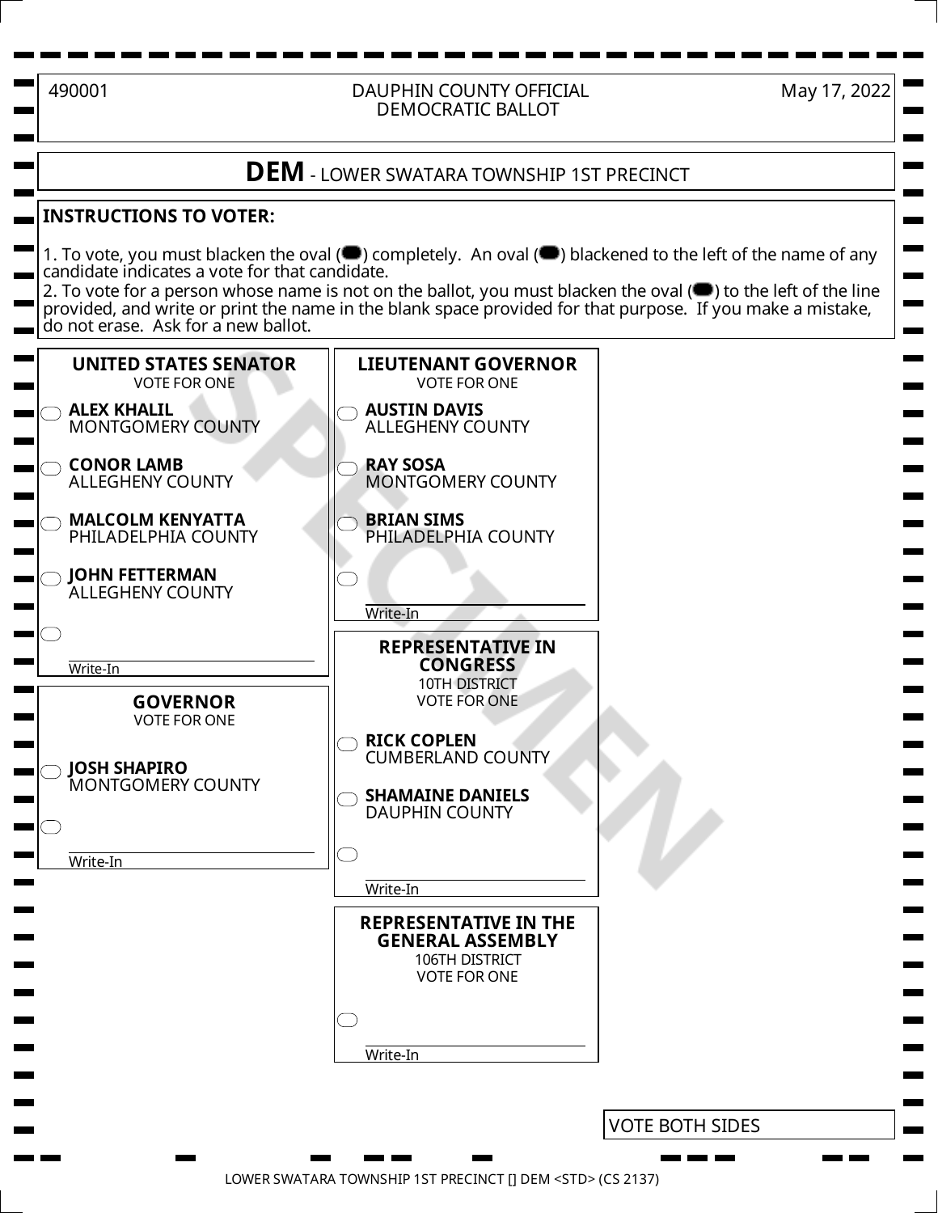490001

DAUPHIN COUNTY OFFICIAL
DEMOCRATIC BALLOT

May 17, 2022

# DEM - LOWER SWATARA TOWNSHIP 1ST PRECINCT

**INSTRUCTIONS TO VOTER:**

1. To vote, you must blacken the oval (⬬) completely. An oval (⬬) blackened to the left of the name of any candidate indicates a vote for that candidate.
2. To vote for a person whose name is not on the ballot, you must blacken the oval (⬬) to the left of the line provided, and write or print the name in the blank space provided for that purpose. If you make a mistake, do not erase. Ask for a new ballot.

## UNITED STATES SENATOR
VOTE FOR ONE

- ⬭ **ALEX KHALIL**
  MONTGOMERY COUNTY
- ⬭ **CONOR LAMB**
  ALLEGHENY COUNTY
- ⬭ **MALCOLM KENYATTA**
  PHILADELPHIA COUNTY
- ⬭ **JOHN FETTERMAN**
  ALLEGHENY COUNTY
- ⬭ ____________ Write-In

## GOVERNOR
VOTE FOR ONE

- ⬭ **JOSH SHAPIRO**
  MONTGOMERY COUNTY
- ⬭ ____________ Write-In

## LIEUTENANT GOVERNOR
VOTE FOR ONE

- ⬭ **AUSTIN DAVIS**
  ALLEGHENY COUNTY
- ⬭ **RAY SOSA**
  MONTGOMERY COUNTY
- ⬭ **BRIAN SIMS**
  PHILADELPHIA COUNTY
- ⬭ ____________ Write-In

## REPRESENTATIVE IN CONGRESS
10TH DISTRICT
VOTE FOR ONE

- ⬭ **RICK COPLEN**
  CUMBERLAND COUNTY
- ⬭ **SHAMAINE DANIELS**
  DAUPHIN COUNTY
- ⬭ ____________ Write-In

## REPRESENTATIVE IN THE GENERAL ASSEMBLY
106TH DISTRICT
VOTE FOR ONE

- ⬭ ____________ Write-In

VOTE BOTH SIDES

LOWER SWATARA TOWNSHIP 1ST PRECINCT [] DEM <STD> (CS 2137)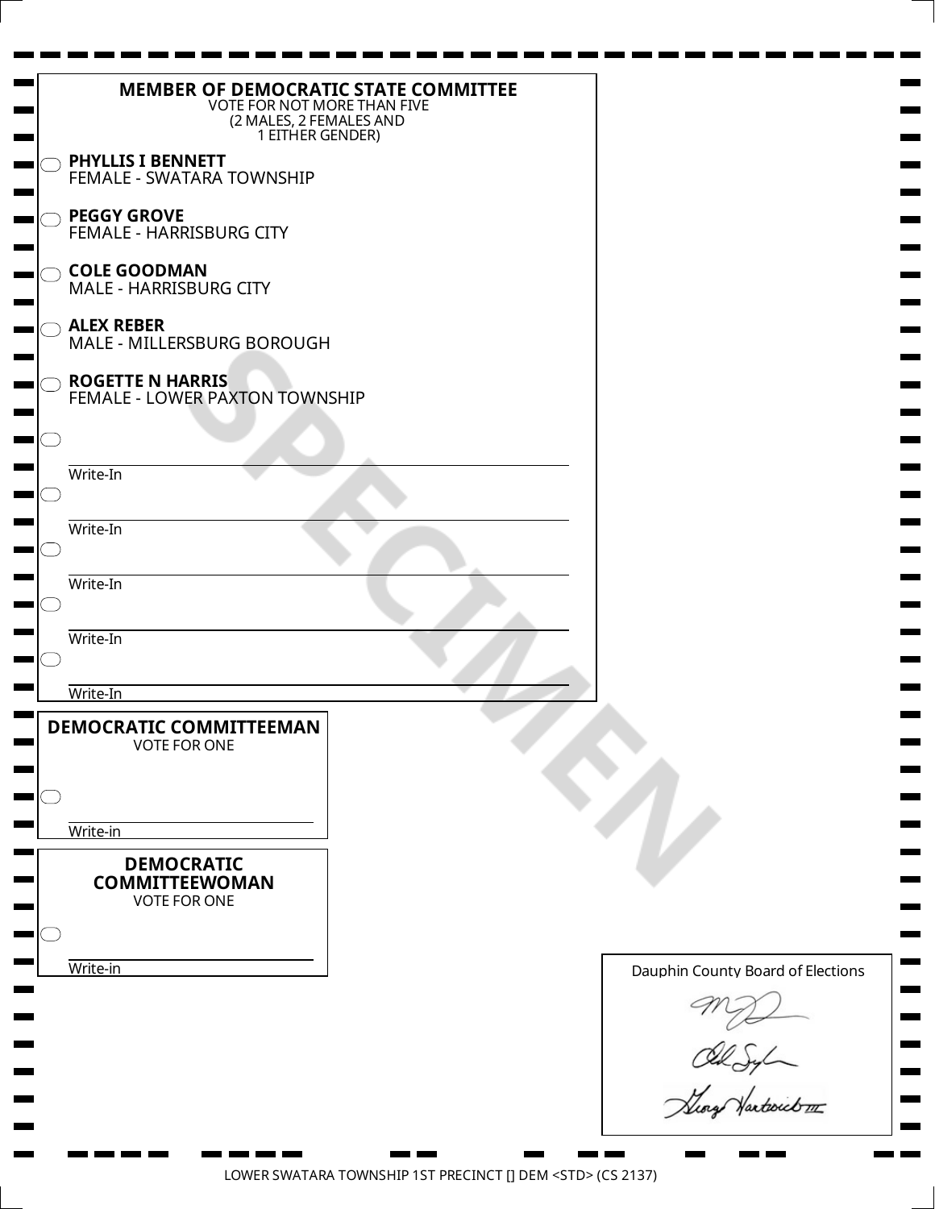## MEMBER OF DEMOCRATIC STATE COMMITTEE

VOTE FOR NOT MORE THAN FIVE
(2 MALES, 2 FEMALES AND
1 EITHER GENDER)

- **PHYLLIS I BENNETT**
  FEMALE - SWATARA TOWNSHIP
- **PEGGY GROVE**
  FEMALE - HARRISBURG CITY
- **COLE GOODMAN**
  MALE - HARRISBURG CITY
- **ALEX REBER**
  MALE - MILLERSBURG BOROUGH
- **ROGETTE N HARRIS**
  FEMALE - LOWER PAXTON TOWNSHIP
- Write-In
- Write-In
- Write-In
- Write-In
- Write-In

## DEMOCRATIC COMMITTEEMAN

VOTE FOR ONE

- Write-in

## DEMOCRATIC COMMITTEEWOMAN

VOTE FOR ONE

- Write-in

Dauphin County Board of Elections

SPECIMEN

LOWER SWATARA TOWNSHIP 1ST PRECINCT [] DEM <STD> (CS 2137)